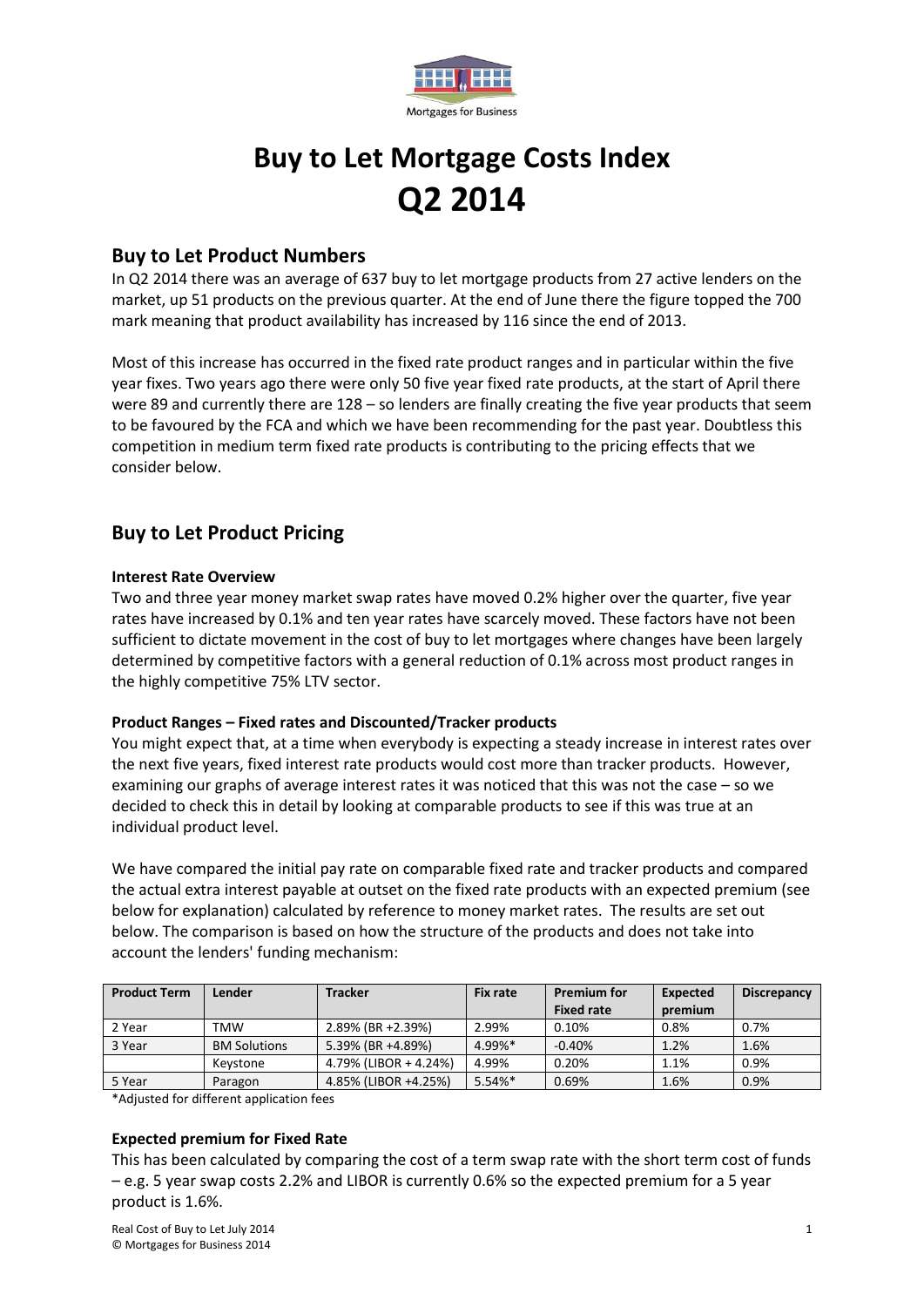Mortgages for Business

# Buy to Let Mortgage Costs Index
# Q2 2014

## Buy to Let Product Numbers

In Q2 2014 there was an average of 637 buy to let mortgage products from 27 active lenders on the market, up 51 products on the previous quarter. At the end of June there the figure topped the 700 mark meaning that product availability has increased by 116 since the end of 2013.

Most of this increase has occurred in the fixed rate product ranges and in particular within the five year fixes. Two years ago there were only 50 five year fixed rate products, at the start of April there were 89 and currently there are 128 – so lenders are finally creating the five year products that seem to be favoured by the FCA and which we have been recommending for the past year. Doubtless this competition in medium term fixed rate products is contributing to the pricing effects that we consider below.

## Buy to Let Product Pricing

### Interest Rate Overview

Two and three year money market swap rates have moved 0.2% higher over the quarter, five year rates have increased by 0.1% and ten year rates have scarcely moved. These factors have not been sufficient to dictate movement in the cost of buy to let mortgages where changes have been largely determined by competitive factors with a general reduction of 0.1% across most product ranges in the highly competitive 75% LTV sector.

### Product Ranges – Fixed rates and Discounted/Tracker products

You might expect that, at a time when everybody is expecting a steady increase in interest rates over the next five years, fixed interest rate products would cost more than tracker products. However, examining our graphs of average interest rates it was noticed that this was not the case – so we decided to check this in detail by looking at comparable products to see if this was true at an individual product level.

We have compared the initial pay rate on comparable fixed rate and tracker products and compared the actual extra interest payable at outset on the fixed rate products with an expected premium (see below for explanation) calculated by reference to money market rates. The results are set out below. The comparison is based on how the structure of the products and does not take into account the lenders' funding mechanism:

| Product Term | Lender | Tracker | Fix rate | Premium for Fixed rate | Expected premium | Discrepancy |
|---|---|---|---|---|---|---|
| 2 Year | TMW | 2.89% (BR +2.39%) | 2.99% | 0.10% | 0.8% | 0.7% |
| 3 Year | BM Solutions | 5.39% (BR +4.89%) | 4.99%* | -0.40% | 1.2% | 1.6% |
| | Keystone | 4.79% (LIBOR + 4.24%) | 4.99% | 0.20% | 1.1% | 0.9% |
| 5 Year | Paragon | 4.85% (LIBOR +4.25%) | 5.54%* | 0.69% | 1.6% | 0.9% |

*Adjusted for different application fees

### Expected premium for Fixed Rate

This has been calculated by comparing the cost of a term swap rate with the short term cost of funds – e.g. 5 year swap costs 2.2% and LIBOR is currently 0.6% so the expected premium for a 5 year product is 1.6%.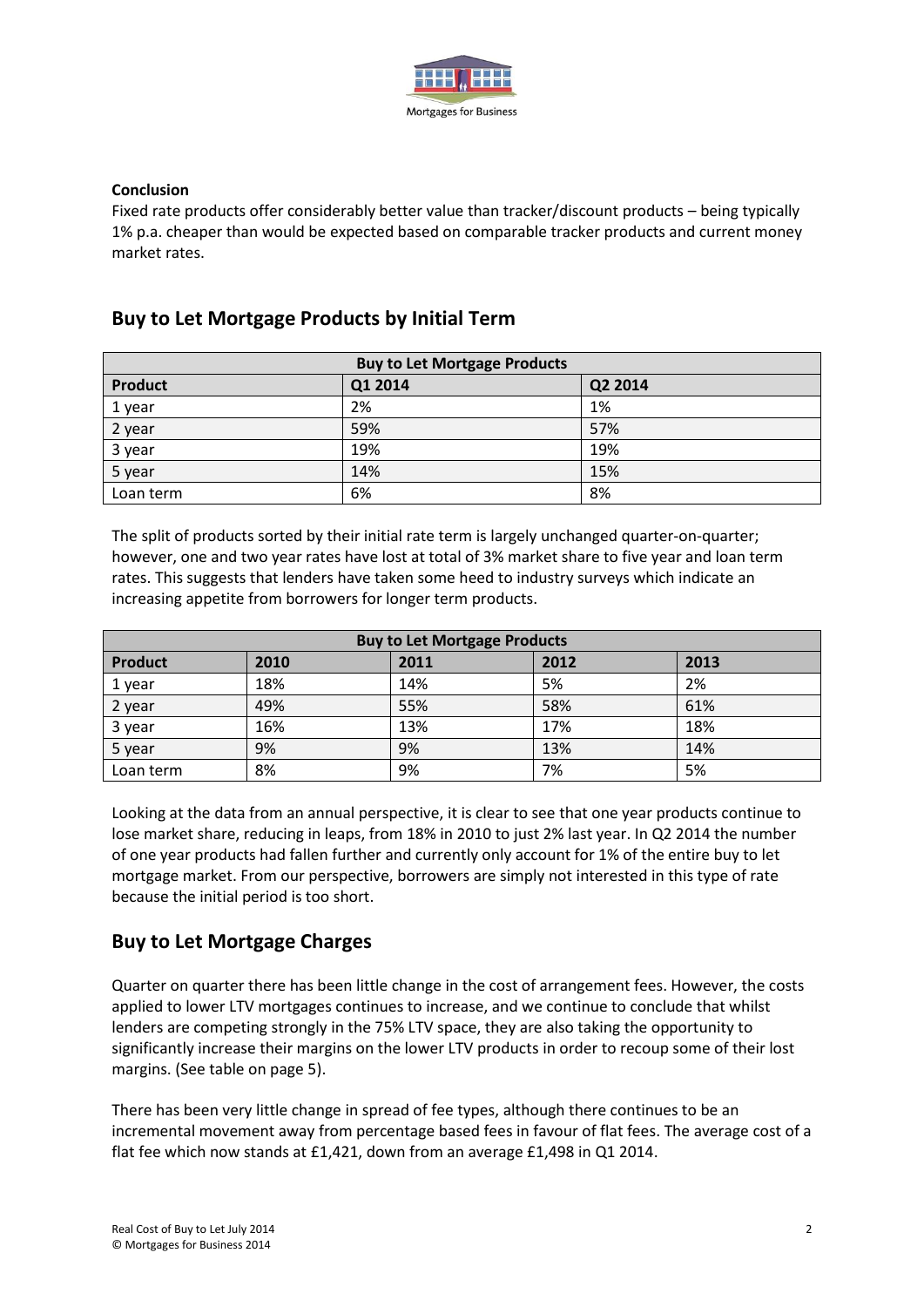**Conclusion**

Fixed rate products offer considerably better value than tracker/discount products – being typically 1% p.a. cheaper than would be expected based on comparable tracker products and current money market rates.

## Buy to Let Mortgage Products by Initial Term

| Buy to Let Mortgage Products | | |
|---|---|---|
| **Product** | **Q1 2014** | **Q2 2014** |
| 1 year | 2% | 1% |
| 2 year | 59% | 57% |
| 3 year | 19% | 19% |
| 5 year | 14% | 15% |
| Loan term | 6% | 8% |

The split of products sorted by their initial rate term is largely unchanged quarter-on-quarter; however, one and two year rates have lost at total of 3% market share to five year and loan term rates. This suggests that lenders have taken some heed to industry surveys which indicate an increasing appetite from borrowers for longer term products.

| Buy to Let Mortgage Products | | | | |
|---|---|---|---|---|
| **Product** | **2010** | **2011** | **2012** | **2013** |
| 1 year | 18% | 14% | 5% | 2% |
| 2 year | 49% | 55% | 58% | 61% |
| 3 year | 16% | 13% | 17% | 18% |
| 5 year | 9% | 9% | 13% | 14% |
| Loan term | 8% | 9% | 7% | 5% |

Looking at the data from an annual perspective, it is clear to see that one year products continue to lose market share, reducing in leaps, from 18% in 2010 to just 2% last year. In Q2 2014 the number of one year products had fallen further and currently only account for 1% of the entire buy to let mortgage market. From our perspective, borrowers are simply not interested in this type of rate because the initial period is too short.

## Buy to Let Mortgage Charges

Quarter on quarter there has been little change in the cost of arrangement fees. However, the costs applied to lower LTV mortgages continues to increase, and we continue to conclude that whilst lenders are competing strongly in the 75% LTV space, they are also taking the opportunity to significantly increase their margins on the lower LTV products in order to recoup some of their lost margins. (See table on page 5).

There has been very little change in spread of fee types, although there continues to be an incremental movement away from percentage based fees in favour of flat fees. The average cost of a flat fee which now stands at £1,421, down from an average £1,498 in Q1 2014.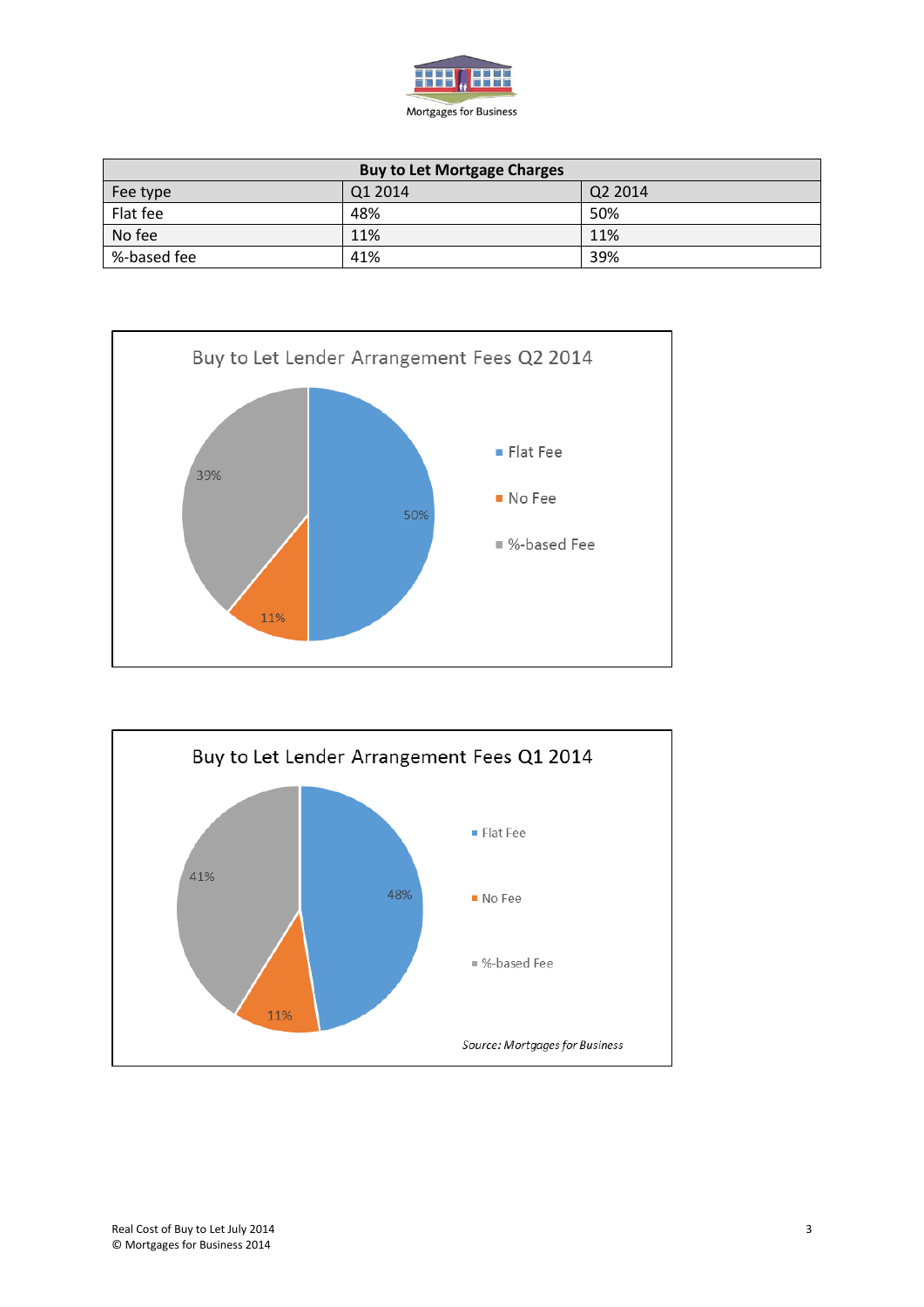Mortgages for Business

| Buy to Let Mortgage Charges | | |
|---|---|---|
| Fee type | Q1 2014 | Q2 2014 |
| Flat fee | 48% | 50% |
| No fee | 11% | 11% |
| %-based fee | 41% | 39% |

**Buy to Let Lender Arrangement Fees Q2 2014**

- Flat Fee: 50%
- No Fee: 11%
- %-based Fee: 39%

**Buy to Let Lender Arrangement Fees Q1 2014**

- Flat Fee: 48%
- No Fee: 11%
- %-based Fee: 41%

*Source: Mortgages for Business*

Real Cost of Buy to Let July 2014
© Mortgages for Business 2014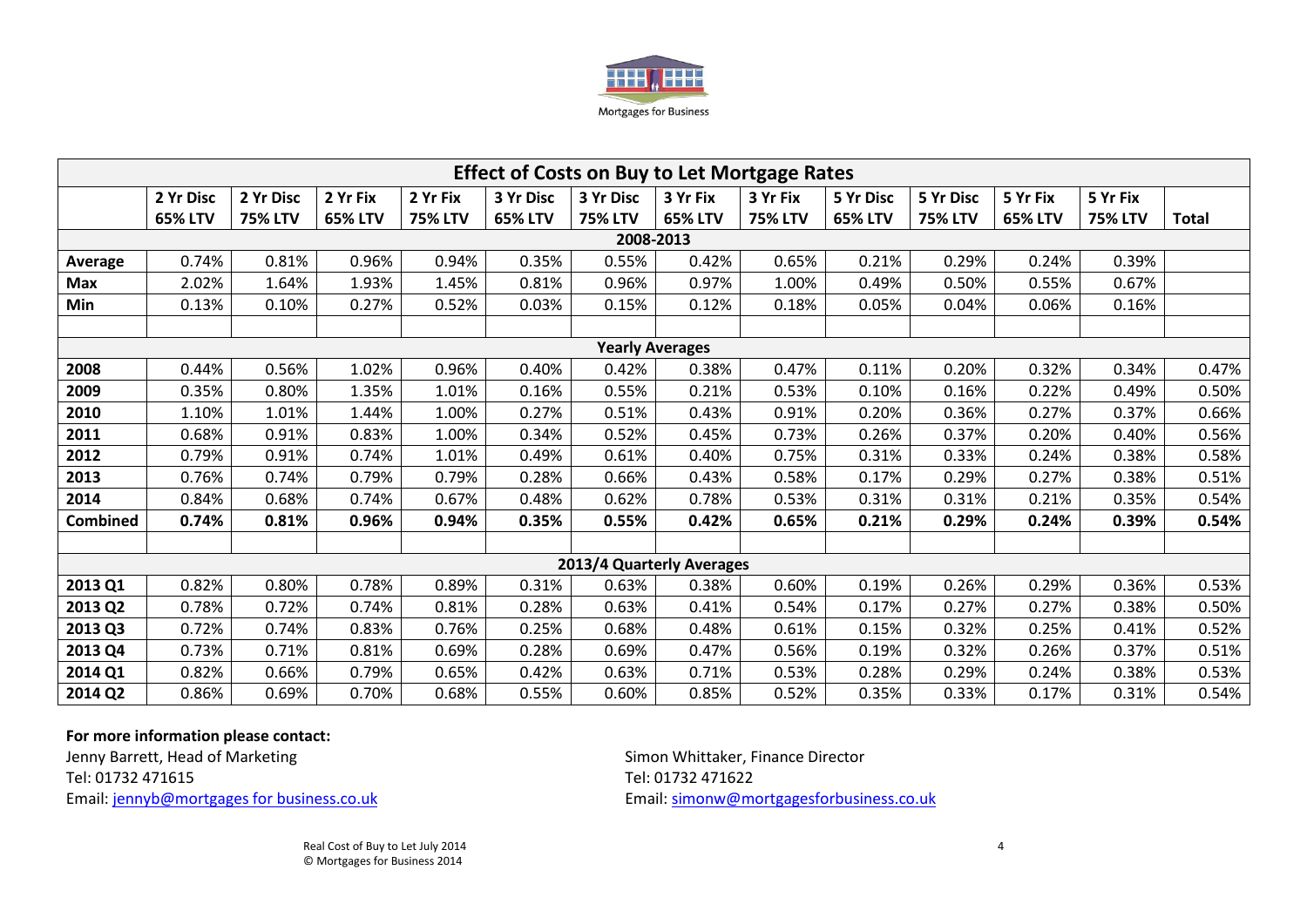Mortgages for Business

| Effect of Costs on Buy to Let Mortgage Rates | | | | | | | | | | | | | |
|---|---|---|---|---|---|---|---|---|---|---|---|---|---|
| | 2 Yr Disc 65% LTV | 2 Yr Disc 75% LTV | 2 Yr Fix 65% LTV | 2 Yr Fix 75% LTV | 3 Yr Disc 65% LTV | 3 Yr Disc 75% LTV | 3 Yr Fix 65% LTV | 3 Yr Fix 75% LTV | 5 Yr Disc 65% LTV | 5 Yr Disc 75% LTV | 5 Yr Fix 65% LTV | 5 Yr Fix 75% LTV | Total |
| **2008-2013** | | | | | | | | | | | | | |
| **Average** | 0.74% | 0.81% | 0.96% | 0.94% | 0.35% | 0.55% | 0.42% | 0.65% | 0.21% | 0.29% | 0.24% | 0.39% | |
| **Max** | 2.02% | 1.64% | 1.93% | 1.45% | 0.81% | 0.96% | 0.97% | 1.00% | 0.49% | 0.50% | 0.55% | 0.67% | |
| **Min** | 0.13% | 0.10% | 0.27% | 0.52% | 0.03% | 0.15% | 0.12% | 0.18% | 0.05% | 0.04% | 0.06% | 0.16% | |
| | | | | | | | | | | | | | |
| **Yearly Averages** | | | | | | | | | | | | | |
| **2008** | 0.44% | 0.56% | 1.02% | 0.96% | 0.40% | 0.42% | 0.38% | 0.47% | 0.11% | 0.20% | 0.32% | 0.34% | 0.47% |
| **2009** | 0.35% | 0.80% | 1.35% | 1.01% | 0.16% | 0.55% | 0.21% | 0.53% | 0.10% | 0.16% | 0.22% | 0.49% | 0.50% |
| **2010** | 1.10% | 1.01% | 1.44% | 1.00% | 0.27% | 0.51% | 0.43% | 0.91% | 0.20% | 0.36% | 0.27% | 0.37% | 0.66% |
| **2011** | 0.68% | 0.91% | 0.83% | 1.00% | 0.34% | 0.52% | 0.45% | 0.73% | 0.26% | 0.37% | 0.20% | 0.40% | 0.56% |
| **2012** | 0.79% | 0.91% | 0.74% | 1.01% | 0.49% | 0.61% | 0.40% | 0.75% | 0.31% | 0.33% | 0.24% | 0.38% | 0.58% |
| **2013** | 0.76% | 0.74% | 0.79% | 0.79% | 0.28% | 0.66% | 0.43% | 0.58% | 0.17% | 0.29% | 0.27% | 0.38% | 0.51% |
| **2014** | 0.84% | 0.68% | 0.74% | 0.67% | 0.48% | 0.62% | 0.78% | 0.53% | 0.31% | 0.31% | 0.21% | 0.35% | 0.54% |
| **Combined** | **0.74%** | **0.81%** | **0.96%** | **0.94%** | **0.35%** | **0.55%** | **0.42%** | **0.65%** | **0.21%** | **0.29%** | **0.24%** | **0.39%** | **0.54%** |
| | | | | | | | | | | | | | |
| **2013/4 Quarterly Averages** | | | | | | | | | | | | | |
| **2013 Q1** | 0.82% | 0.80% | 0.78% | 0.89% | 0.31% | 0.63% | 0.38% | 0.60% | 0.19% | 0.26% | 0.29% | 0.36% | 0.53% |
| **2013 Q2** | 0.78% | 0.72% | 0.74% | 0.81% | 0.28% | 0.63% | 0.41% | 0.54% | 0.17% | 0.27% | 0.27% | 0.38% | 0.50% |
| **2013 Q3** | 0.72% | 0.74% | 0.83% | 0.76% | 0.25% | 0.68% | 0.48% | 0.61% | 0.15% | 0.32% | 0.25% | 0.41% | 0.52% |
| **2013 Q4** | 0.73% | 0.71% | 0.81% | 0.69% | 0.28% | 0.69% | 0.47% | 0.56% | 0.19% | 0.32% | 0.26% | 0.37% | 0.51% |
| **2014 Q1** | 0.82% | 0.66% | 0.79% | 0.65% | 0.42% | 0.63% | 0.71% | 0.53% | 0.28% | 0.29% | 0.24% | 0.38% | 0.53% |
| **2014 Q2** | 0.86% | 0.69% | 0.70% | 0.68% | 0.55% | 0.60% | 0.85% | 0.52% | 0.35% | 0.33% | 0.17% | 0.31% | 0.54% |

**For more information please contact:**

Jenny Barrett, Head of Marketing
Tel: 01732 471615
Email: jennyb@mortgages for business.co.uk

Simon Whittaker, Finance Director
Tel: 01732 471622
Email: simonw@mortgagesforbusiness.co.uk

Real Cost of Buy to Let July 2014
© Mortgages for Business 2014